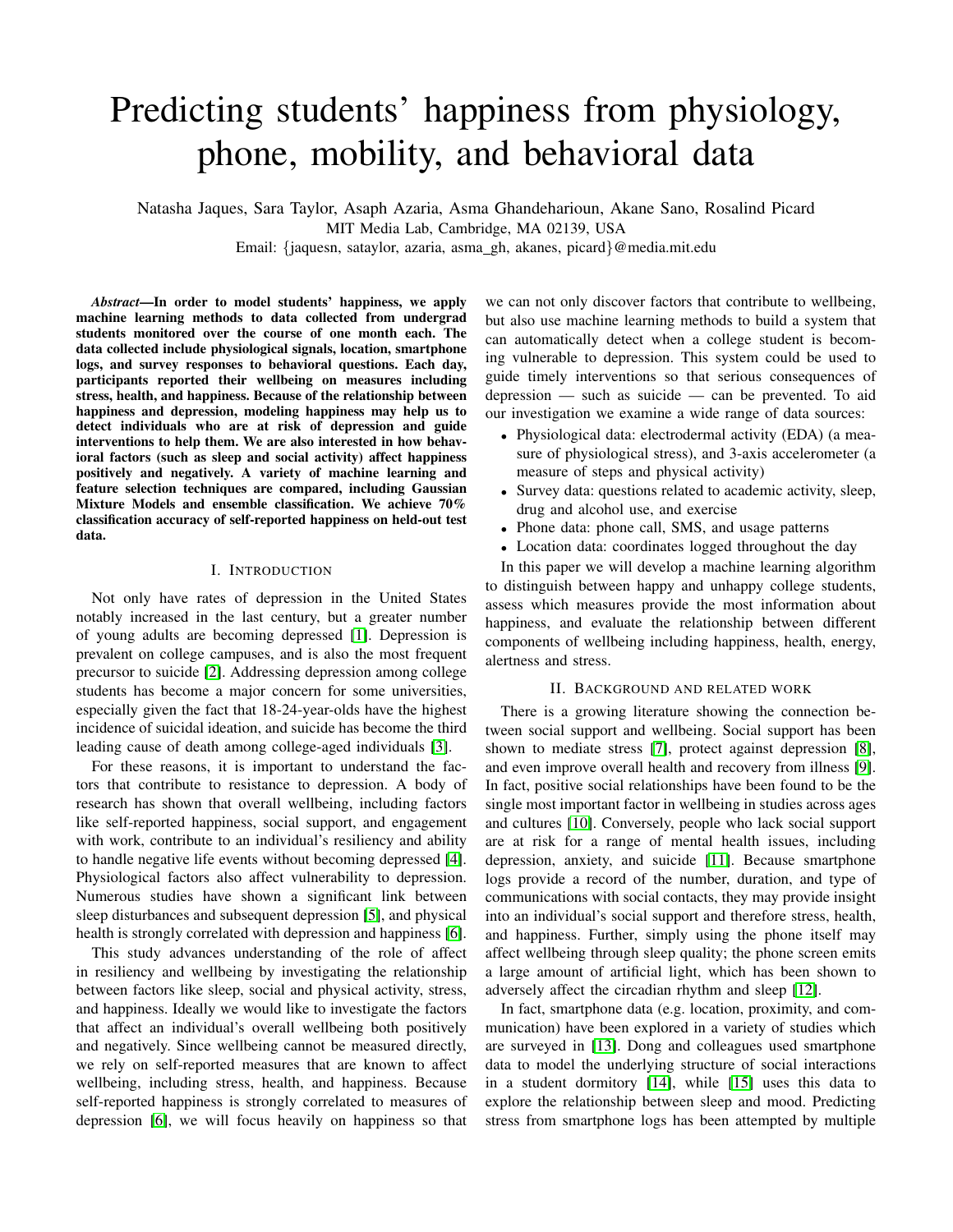# Predicting students' happiness from physiology, phone, mobility, and behavioral data

Natasha Jaques, Sara Taylor, Asaph Azaria, Asma Ghandeharioun, Akane Sano, Rosalind Picard
MIT Media Lab, Cambridge, MA 02139, USA
Email: {jaquesn, sataylor, azaria, asma_gh, akanes, picard}@media.mit.edu

***Abstract*—In order to model students' happiness, we apply machine learning methods to data collected from undergrad students monitored over the course of one month each. The data collected include physiological signals, location, smartphone logs, and survey responses to behavioral questions. Each day, participants reported their wellbeing on measures including stress, health, and happiness. Because of the relationship between happiness and depression, modeling happiness may help us to detect individuals who are at risk of depression and guide interventions to help them. We are also interested in how behavioral factors (such as sleep and social activity) affect happiness positively and negatively. A variety of machine learning and feature selection techniques are compared, including Gaussian Mixture Models and ensemble classification. We achieve 70% classification accuracy of self-reported happiness on held-out test data.**

## I. Introduction

Not only have rates of depression in the United States notably increased in the last century, but a greater number of young adults are becoming depressed [1]. Depression is prevalent on college campuses, and is also the most frequent precursor to suicide [2]. Addressing depression among college students has become a major concern for some universities, especially given the fact that 18-24-year-olds have the highest incidence of suicidal ideation, and suicide has become the third leading cause of death among college-aged individuals [3].

For these reasons, it is important to understand the factors that contribute to resistance to depression. A body of research has shown that overall wellbeing, including factors like self-reported happiness, social support, and engagement with work, contribute to an individual's resiliency and ability to handle negative life events without becoming depressed [4]. Physiological factors also affect vulnerability to depression. Numerous studies have shown a significant link between sleep disturbances and subsequent depression [5], and physical health is strongly correlated with depression and happiness [6].

This study advances understanding of the role of affect in resiliency and wellbeing by investigating the relationship between factors like sleep, social and physical activity, stress, and happiness. Ideally we would like to investigate the factors that affect an individual's overall wellbeing both positively and negatively. Since wellbeing cannot be measured directly, we rely on self-reported measures that are known to affect wellbeing, including stress, health, and happiness. Because self-reported happiness is strongly correlated to measures of depression [6], we will focus heavily on happiness so that we can not only discover factors that contribute to wellbeing, but also use machine learning methods to build a system that can automatically detect when a college student is becoming vulnerable to depression. This system could be used to guide timely interventions so that serious consequences of depression — such as suicide — can be prevented. To aid our investigation we examine a wide range of data sources:

- Physiological data: electrodermal activity (EDA) (a measure of physiological stress), and 3-axis accelerometer (a measure of steps and physical activity)
- Survey data: questions related to academic activity, sleep, drug and alcohol use, and exercise
- Phone data: phone call, SMS, and usage patterns
- Location data: coordinates logged throughout the day

In this paper we will develop a machine learning algorithm to distinguish between happy and unhappy college students, assess which measures provide the most information about happiness, and evaluate the relationship between different components of wellbeing including happiness, health, energy, alertness and stress.

## II. Background and related work

There is a growing literature showing the connection between social support and wellbeing. Social support has been shown to mediate stress [7], protect against depression [8], and even improve overall health and recovery from illness [9]. In fact, positive social relationships have been found to be the single most important factor in wellbeing in studies across ages and cultures [10]. Conversely, people who lack social support are at risk for a range of mental health issues, including depression, anxiety, and suicide [11]. Because smartphone logs provide a record of the number, duration, and type of communications with social contacts, they may provide insight into an individual's social support and therefore stress, health, and happiness. Further, simply using the phone itself may affect wellbeing through sleep quality; the phone screen emits a large amount of artificial light, which has been shown to adversely affect the circadian rhythm and sleep [12].

In fact, smartphone data (e.g. location, proximity, and communication) have been explored in a variety of studies which are surveyed in [13]. Dong and colleagues used smartphone data to model the underlying structure of social interactions in a student dormitory [14], while [15] uses this data to explore the relationship between sleep and mood. Predicting stress from smartphone logs has been attempted by multiple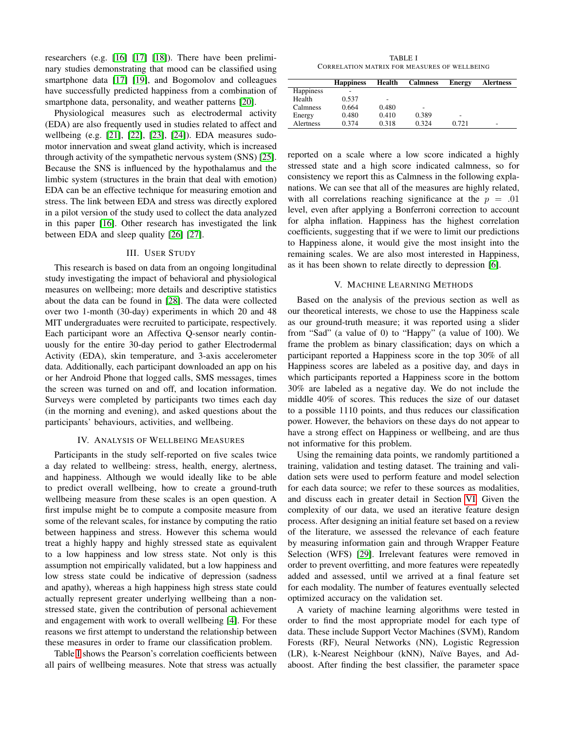researchers (e.g. [16] [17] [18]). There have been preliminary studies demonstrating that mood can be classified using smartphone data [17] [19], and Bogomolov and colleagues have successfully predicted happiness from a combination of smartphone data, personality, and weather patterns [20].

Physiological measures such as electrodermal activity (EDA) are also frequently used in studies related to affect and wellbeing (e.g. [21], [22], [23], [24]). EDA measures sudomotor innervation and sweat gland activity, which is increased through activity of the sympathetic nervous system (SNS) [25]. Because the SNS is influenced by the hypothalamus and the limbic system (structures in the brain that deal with emotion) EDA can be an effective technique for measuring emotion and stress. The link between EDA and stress was directly explored in a pilot version of the study used to collect the data analyzed in this paper [16]. Other research has investigated the link between EDA and sleep quality [26] [27].

## III. User Study

This research is based on data from an ongoing longitudinal study investigating the impact of behavioral and physiological measures on wellbeing; more details and descriptive statistics about the data can be found in [28]. The data were collected over two 1-month (30-day) experiments in which 20 and 48 MIT undergraduates were recruited to participate, respectively. Each participant wore an Affectiva Q-sensor nearly continuously for the entire 30-day period to gather Electrodermal Activity (EDA), skin temperature, and 3-axis accelerometer data. Additionally, each participant downloaded an app on his or her Android Phone that logged calls, SMS messages, times the screen was turned on and off, and location information. Surveys were completed by participants two times each day (in the morning and evening), and asked questions about the participants' behaviours, activities, and wellbeing.

## IV. Analysis of Wellbeing Measures

Participants in the study self-reported on five scales twice a day related to wellbeing: stress, health, alertness, energy, and happiness. Although we would ideally like to be able to predict overall wellbeing, how to create a ground-truth wellbeing measure from these scales is an open question. A first impulse might be to compute a composite measure from some of the relevant scales, for instance by computing the ratio between happiness and stress. However this schema would treat a highly happy and highly stressed state as equivalent to a low happiness and low stress state. Not only is this assumption not empirically validated, but a low happiness and low stress state could be indicative of depression (sadness and apathy), whereas a high happiness high stress state could actually represent greater underlying wellbeing than a non-stressed state, given the contribution of personal achievement and engagement with work to overall wellbeing [4]. For these reasons we first attempt to understand the relationship between these measures in order to frame our classification problem.

Table I shows the Pearson's correlation coefficients between all pairs of wellbeing measures. Note that stress was actually reported on a scale where a low score indicated a highly stressed state and a high score indicated calmness, so for consistency we report this as Calmness in the following explanations. We can see that all of the measures are highly related, with all correlations reaching significance at the $p = .01$ level, even after applying a Bonferroni correction to account for alpha inflation. Happiness has the highest correlation coefficients, suggesting that if we were to limit our predictions to Happiness alone, it would give the most insight into the remaining scales. We are also most interested in Happiness, as it has been shown to relate directly to depression [6].

TABLE I
CORRELATION MATRIX FOR MEASURES OF WELLBEING

| | **Happiness** | **Health** | **Calmness** | **Energy** | **Alertness** |
|---|---|---|---|---|---|
| Happiness | - | | | | |
| Health | 0.537 | - | | | |
| Calmness | 0.664 | 0.480 | - | | |
| Energy | 0.480 | 0.410 | 0.389 | - | |
| Alertness | 0.374 | 0.318 | 0.324 | 0.721 | - |

## V. Machine Learning Methods

Based on the analysis of the previous section as well as our theoretical interests, we chose to use the Happiness scale as our ground-truth measure; it was reported using a slider from "Sad" (a value of 0) to "Happy" (a value of 100). We frame the problem as binary classification; days on which a participant reported a Happiness score in the top 30% of all Happiness scores are labeled as a positive day, and days in which participants reported a Happiness score in the bottom 30% are labeled as a negative day. We do not include the middle 40% of scores. This reduces the size of our dataset to a possible 1110 points, and thus reduces our classification power. However, the behaviors on these days do not appear to have a strong effect on Happiness or wellbeing, and are thus not informative for this problem.

Using the remaining data points, we randomly partitioned a training, validation and testing dataset. The training and validation sets were used to perform feature and model selection for each data source; we refer to these sources as modalities, and discuss each in greater detail in Section VI. Given the complexity of our data, we used an iterative feature design process. After designing an initial feature set based on a review of the literature, we assessed the relevance of each feature by measuring information gain and through Wrapper Feature Selection (WFS) [29]. Irrelevant features were removed in order to prevent overfitting, and more features were repeatedly added and assessed, until we arrived at a final feature set for each modality. The number of features eventually selected optimized accuracy on the validation set.

A variety of machine learning algorithms were tested in order to find the most appropriate model for each type of data. These include Support Vector Machines (SVM), Random Forests (RF), Neural Networks (NN), Logistic Regression (LR), k-Nearest Neighbour (kNN), Naïve Bayes, and Adaboost. After finding the best classifier, the parameter space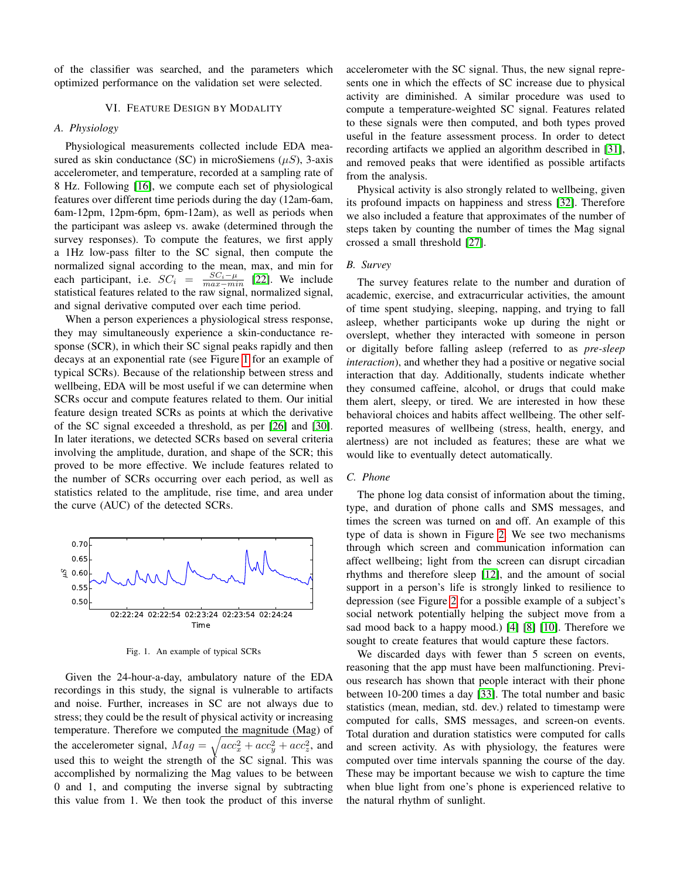of the classifier was searched, and the parameters which optimized performance on the validation set were selected.

## VI. Feature Design by Modality

### A. Physiology

Physiological measurements collected include EDA measured as skin conductance (SC) in microSiemens ($\mu S$), 3-axis accelerometer, and temperature, recorded at a sampling rate of 8 Hz. Following [16], we compute each set of physiological features over different time periods during the day (12am-6am, 6am-12pm, 12pm-6pm, 6pm-12am), as well as periods when the participant was asleep vs. awake (determined through the survey responses). To compute the features, we first apply a 1Hz low-pass filter to the SC signal, then compute the normalized signal according to the mean, max, and min for each participant, i.e. $SC_i = \frac{SC_i - \mu}{max - min}$ [22]. We include statistical features related to the raw signal, normalized signal, and signal derivative computed over each time period.

When a person experiences a physiological stress response, they may simultaneously experience a skin-conductance response (SCR), in which their SC signal peaks rapidly and then decays at an exponential rate (see Figure 1 for an example of typical SCRs). Because of the relationship between stress and wellbeing, EDA will be most useful if we can determine when SCRs occur and compute features related to them. Our initial feature design treated SCRs as points at which the derivative of the SC signal exceeded a threshold, as per [26] and [30]. In later iterations, we detected SCRs based on several criteria involving the amplitude, duration, and shape of the SCR; this proved to be more effective. We include features related to the number of SCRs occurring over each period, as well as statistics related to the amplitude, rise time, and area under the curve (AUC) of the detected SCRs.

Fig. 1. An example of typical SCRs

Given the 24-hour-a-day, ambulatory nature of the EDA recordings in this study, the signal is vulnerable to artifacts and noise. Further, increases in SC are not always due to stress; they could be the result of physical activity or increasing temperature. Therefore we computed the magnitude (Mag) of the accelerometer signal, $Mag = \sqrt{acc_x^2 + acc_y^2 + acc_z^2}$, and used this to weight the strength of the SC signal. This was accomplished by normalizing the Mag values to be between 0 and 1, and computing the inverse signal by subtracting this value from 1. We then took the product of this inverse accelerometer with the SC signal. Thus, the new signal represents one in which the effects of SC increase due to physical activity are diminished. A similar procedure was used to compute a temperature-weighted SC signal. Features related to these signals were then computed, and both types proved useful in the feature assessment process. In order to detect recording artifacts we applied an algorithm described in [31], and removed peaks that were identified as possible artifacts from the analysis.

Physical activity is also strongly related to wellbeing, given its profound impacts on happiness and stress [32]. Therefore we also included a feature that approximates of the number of steps taken by counting the number of times the Mag signal crossed a small threshold [27].

### B. Survey

The survey features relate to the number and duration of academic, exercise, and extracurricular activities, the amount of time spent studying, sleeping, napping, and trying to fall asleep, whether participants woke up during the night or overslept, whether they interacted with someone in person or digitally before falling asleep (referred to as *pre-sleep interaction*), and whether they had a positive or negative social interaction that day. Additionally, students indicate whether they consumed caffeine, alcohol, or drugs that could make them alert, sleepy, or tired. We are interested in how these behavioral choices and habits affect wellbeing. The other self-reported measures of wellbeing (stress, health, energy, and alertness) are not included as features; these are what we would like to eventually detect automatically.

### C. Phone

The phone log data consist of information about the timing, type, and duration of phone calls and SMS messages, and times the screen was turned on and off. An example of this type of data is shown in Figure 2. We see two mechanisms through which screen and communication information can affect wellbeing; light from the screen can disrupt circadian rhythms and therefore sleep [12], and the amount of social support in a person's life is strongly linked to resilience to depression (see Figure 2 for a possible example of a subject's social network potentially helping the subject move from a sad mood back to a happy mood.) [4] [8] [10]. Therefore we sought to create features that would capture these factors.

We discarded days with fewer than 5 screen on events, reasoning that the app must have been malfunctioning. Previous research has shown that people interact with their phone between 10-200 times a day [33]. The total number and basic statistics (mean, median, std. dev.) related to timestamp were computed for calls, SMS messages, and screen-on events. Total duration and duration statistics were computed for calls and screen activity. As with physiology, the features were computed over time intervals spanning the course of the day. These may be important because we wish to capture the time when blue light from one's phone is experienced relative to the natural rhythm of sunlight.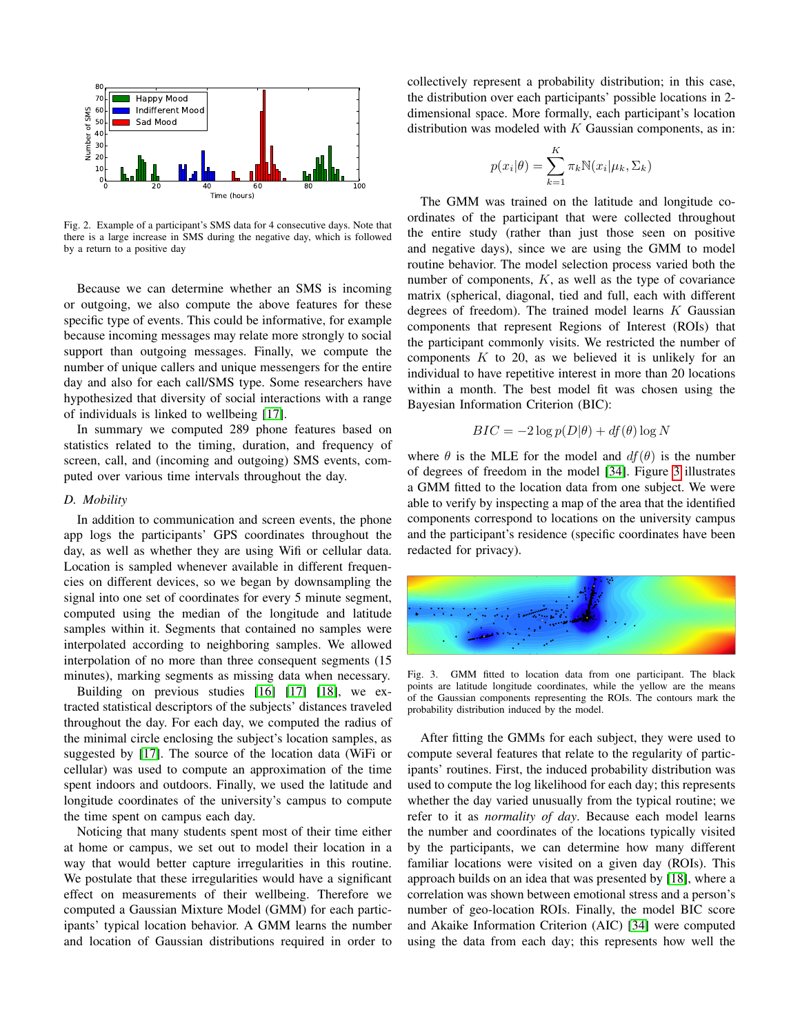Fig. 2. Example of a participant's SMS data for 4 consecutive days. Note that there is a large increase in SMS during the negative day, which is followed by a return to a positive day

Because we can determine whether an SMS is incoming or outgoing, we also compute the above features for these specific type of events. This could be informative, for example because incoming messages may relate more strongly to social support than outgoing messages. Finally, we compute the number of unique callers and unique messengers for the entire day and also for each call/SMS type. Some researchers have hypothesized that diversity of social interactions with a range of individuals is linked to wellbeing [17].

In summary we computed 289 phone features based on statistics related to the timing, duration, and frequency of screen, call, and (incoming and outgoing) SMS events, computed over various time intervals throughout the day.

### D. Mobility

In addition to communication and screen events, the phone app logs the participants' GPS coordinates throughout the day, as well as whether they are using Wifi or cellular data. Location is sampled whenever available in different frequencies on different devices, so we began by downsampling the signal into one set of coordinates for every 5 minute segment, computed using the median of the longitude and latitude samples within it. Segments that contained no samples were interpolated according to neighboring samples. We allowed interpolation of no more than three consequent segments (15 minutes), marking segments as missing data when necessary.

Building on previous studies [16] [17] [18], we extracted statistical descriptors of the subjects' distances traveled throughout the day. For each day, we computed the radius of the minimal circle enclosing the subject's location samples, as suggested by [17]. The source of the location data (WiFi or cellular) was used to compute an approximation of the time spent indoors and outdoors. Finally, we used the latitude and longitude coordinates of the university's campus to compute the time spent on campus each day.

Noticing that many students spent most of their time either at home or campus, we set out to model their location in a way that would better capture irregularities in this routine. We postulate that these irregularities would have a significant effect on measurements of their wellbeing. Therefore we computed a Gaussian Mixture Model (GMM) for each participants' typical location behavior. A GMM learns the number and location of Gaussian distributions required in order to collectively represent a probability distribution; in this case, the distribution over each participants' possible locations in 2-dimensional space. More formally, each participant's location distribution was modeled with $K$ Gaussian components, as in:

$$p(x_i|\theta) = \sum_{k=1}^{K} \pi_k \mathbb{N}(x_i|\mu_k, \Sigma_k)$$

The GMM was trained on the latitude and longitude coordinates of the participant that were collected throughout the entire study (rather than just those seen on positive and negative days), since we are using the GMM to model routine behavior. The model selection process varied both the number of components, $K$, as well as the type of covariance matrix (spherical, diagonal, tied and full, each with different degrees of freedom). The trained model learns $K$ Gaussian components that represent Regions of Interest (ROIs) that the participant commonly visits. We restricted the number of components $K$ to 20, as we believed it is unlikely for an individual to have repetitive interest in more than 20 locations within a month. The best model fit was chosen using the Bayesian Information Criterion (BIC):

$$BIC = -2 \log p(D|\theta) + df(\theta) \log N$$

where $\theta$ is the MLE for the model and $df(\theta)$ is the number of degrees of freedom in the model [34]. Figure 3 illustrates a GMM fitted to the location data from one subject. We were able to verify by inspecting a map of the area that the identified components correspond to locations on the university campus and the participant's residence (specific coordinates have been redacted for privacy).

Fig. 3. GMM fitted to location data from one participant. The black points are latitude longitude coordinates, while the yellow are the means of the Gaussian components representing the ROIs. The contours mark the probability distribution induced by the model.

After fitting the GMMs for each subject, they were used to compute several features that relate to the regularity of participants' routines. First, the induced probability distribution was used to compute the log likelihood for each day; this represents whether the day varied unusually from the typical routine; we refer to it as *normality of day*. Because each model learns the number and coordinates of the locations typically visited by the participants, we can determine how many different familiar locations were visited on a given day (ROIs). This approach builds on an idea that was presented by [18], where a correlation was shown between emotional stress and a person's number of geo-location ROIs. Finally, the model BIC score and Akaike Information Criterion (AIC) [34] were computed using the data from each day; this represents how well the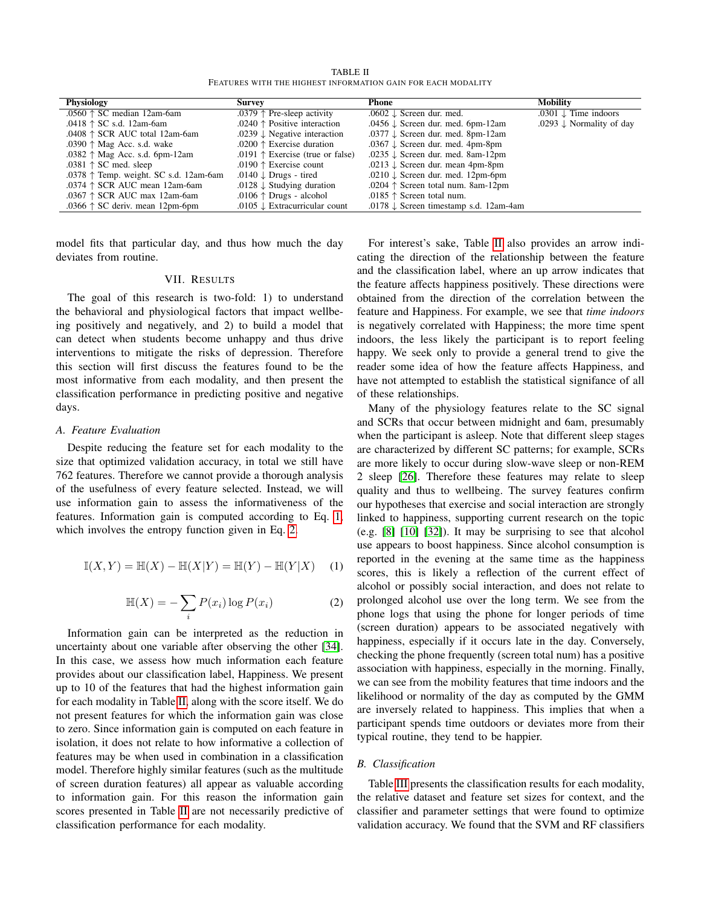TABLE II
FEATURES WITH THE HIGHEST INFORMATION GAIN FOR EACH MODALITY

| Physiology | Survey | Phone | Mobility |
|---|---|---|---|
| .0560 ↑ SC median 12am-6am | .0379 ↑ Pre-sleep activity | .0602 ↓ Screen dur. med. | .0301 ↓ Time indoors |
| .0418 ↑ SC s.d. 12am-6am | .0240 ↑ Positive interaction | .0456 ↓ Screen dur. med. 6pm-12am | .0293 ↓ Normality of day |
| .0408 ↑ SCR AUC total 12am-6am | .0239 ↓ Negative interaction | .0377 ↓ Screen dur. med. 8pm-12am | |
| .0390 ↑ Mag Acc. s.d. wake | .0200 ↑ Exercise duration | .0367 ↓ Screen dur. med. 4pm-8pm | |
| .0382 ↑ Mag Acc. s.d. 6pm-12am | .0191 ↑ Exercise (true or false) | .0235 ↓ Screen dur. med. 8am-12pm | |
| .0381 ↑ SC med. sleep | .0190 ↑ Exercise count | .0213 ↓ Screen dur. mean 4pm-8pm | |
| .0378 ↑ Temp. weight. SC s.d. 12am-6am | .0140 ↓ Drugs - tired | .0210 ↓ Screen dur. med. 12pm-6pm | |
| .0374 ↑ SCR AUC mean 12am-6am | .0128 ↓ Studying duration | .0204 ↑ Screen total num. 8am-12pm | |
| .0367 ↑ SCR AUC max 12am-6am | .0106 ↑ Drugs - alcohol | .0185 ↑ Screen total num. | |
| .0366 ↑ SC deriv. mean 12pm-6pm | .0105 ↓ Extracurricular count | .0178 ↓ Screen timestamp s.d. 12am-4am | |

model fits that particular day, and thus how much the day deviates from routine.

## VII. RESULTS

The goal of this research is two-fold: 1) to understand the behavioral and physiological factors that impact wellbeing positively and negatively, and 2) to build a model that can detect when students become unhappy and thus drive interventions to mitigate the risks of depression. Therefore this section will first discuss the features found to be the most informative from each modality, and then present the classification performance in predicting positive and negative days.

### A. Feature Evaluation

Despite reducing the feature set for each modality to the size that optimized validation accuracy, in total we still have 762 features. Therefore we cannot provide a thorough analysis of the usefulness of every feature selected. Instead, we will use information gain to assess the informativeness of the features. Information gain is computed according to Eq. 1, which involves the entropy function given in Eq. 2.

$$\mathbb{I}(X,Y) = \mathbb{H}(X) - \mathbb{H}(X|Y) = \mathbb{H}(Y) - \mathbb{H}(Y|X) \quad (1)$$

$$\mathbb{H}(X) = -\sum_{i} P(x_i) \log P(x_i) \quad (2)$$

Information gain can be interpreted as the reduction in uncertainty about one variable after observing the other [34]. In this case, we assess how much information each feature provides about our classification label, Happiness. We present up to 10 of the features that had the highest information gain for each modality in Table II, along with the score itself. We do not present features for which the information gain was close to zero. Since information gain is computed on each feature in isolation, it does not relate to how informative a collection of features may be when used in combination in a classification model. Therefore highly similar features (such as the multitude of screen duration features) all appear as valuable according to information gain. For this reason the information gain scores presented in Table II are not necessarily predictive of classification performance for each modality.

For interest's sake, Table II also provides an arrow indicating the direction of the relationship between the feature and the classification label, where an up arrow indicates that the feature affects happiness positively. These directions were obtained from the direction of the correlation between the feature and Happiness. For example, we see that *time indoors* is negatively correlated with Happiness; the more time spent indoors, the less likely the participant is to report feeling happy. We seek only to provide a general trend to give the reader some idea of how the feature affects Happiness, and have not attempted to establish the statistical significance of all of these relationships.

Many of the physiology features relate to the SC signal and SCRs that occur between midnight and 6am, presumably when the participant is asleep. Note that different sleep stages are characterized by different SC patterns; for example, SCRs are more likely to occur during slow-wave sleep or non-REM 2 sleep [26]. Therefore these features may relate to sleep quality and thus to wellbeing. The survey features confirm our hypotheses that exercise and social interaction are strongly linked to happiness, supporting current research on the topic (e.g. [8] [10] [32]). It may be surprising to see that alcohol use appears to boost happiness. Since alcohol consumption is reported in the evening at the same time as the happiness scores, this is likely a reflection of the current effect of alcohol or possibly social interaction, and does not relate to prolonged alcohol use over the long term. We see from the phone logs that using the phone for longer periods of time (screen duration) appears to be associated negatively with happiness, especially if it occurs late in the day. Conversely, checking the phone frequently (screen total num) has a positive association with happiness, especially in the morning. Finally, we can see from the mobility features that time indoors and the likelihood or normality of the day as computed by the GMM are inversely related to happiness. This implies that when a participant spends time outdoors or deviates more from their typical routine, they tend to be happier.

### B. Classification

Table III presents the classification results for each modality, the relative dataset and feature set sizes for context, and the classifier and parameter settings that were found to optimize validation accuracy. We found that the SVM and RF classifiers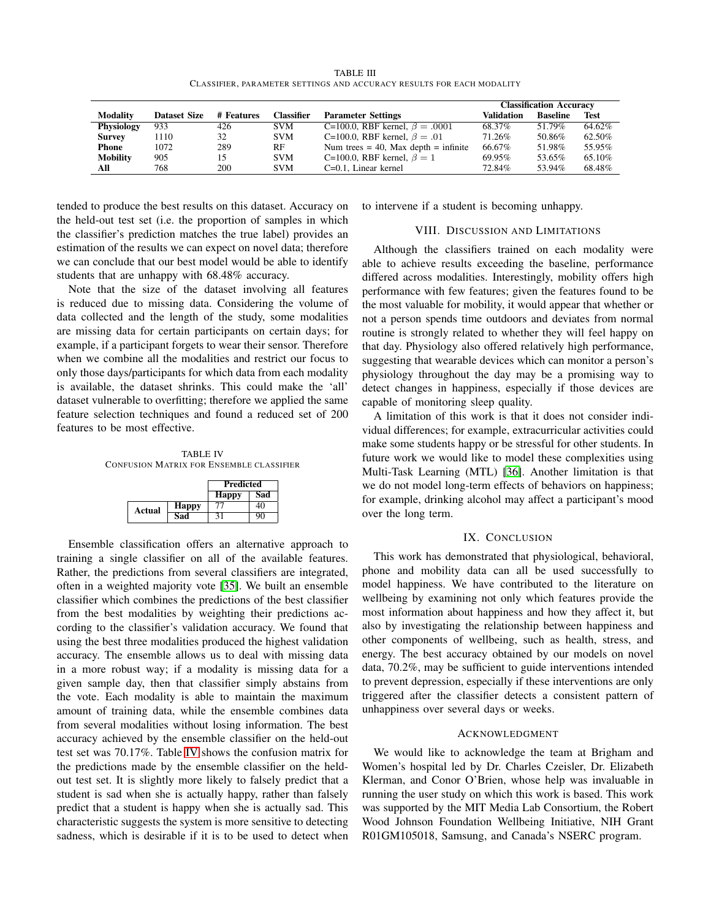TABLE III
CLASSIFIER, PARAMETER SETTINGS AND ACCURACY RESULTS FOR EACH MODALITY

| Modality | Dataset Size | # Features | Classifier | Parameter Settings | Classification Accuracy | | |
|---|---|---|---|---|---|---|---|
| | | | | | Validation | Baseline | Test |
| **Physiology** | 933 | 426 | SVM | C=100.0, RBF kernel, $\beta = .0001$ | 68.37% | 51.79% | 64.62% |
| **Survey** | 1110 | 32 | SVM | C=100.0, RBF kernel, $\beta = .01$ | 71.26% | 50.86% | 62.50% |
| **Phone** | 1072 | 289 | RF | Num trees = 40, Max depth = infinite | 66.67% | 51.98% | 55.95% |
| **Mobility** | 905 | 15 | SVM | C=100.0, RBF kernel, $\beta = 1$ | 69.95% | 53.65% | 65.10% |
| **All** | 768 | 200 | SVM | C=0.1, Linear kernel | 72.84% | 53.94% | 68.48% |

tended to produce the best results on this dataset. Accuracy on the held-out test set (i.e. the proportion of samples in which the classifier's prediction matches the true label) provides an estimation of the results we can expect on novel data; therefore we can conclude that our best model would be able to identify students that are unhappy with 68.48% accuracy.

Note that the size of the dataset involving all features is reduced due to missing data. Considering the volume of data collected and the length of the study, some modalities are missing data for certain participants on certain days; for example, if a participant forgets to wear their sensor. Therefore when we combine all the modalities and restrict our focus to only those days/participants for which data from each modality is available, the dataset shrinks. This could make the 'all' dataset vulnerable to overfitting; therefore we applied the same feature selection techniques and found a reduced set of 200 features to be most effective.

TABLE IV
CONFUSION MATRIX FOR ENSEMBLE CLASSIFIER

| | | Predicted | |
|---|---|---|---|
| | | **Happy** | **Sad** |
| **Actual** | **Happy** | 77 | 40 |
| | **Sad** | 31 | 90 |

Ensemble classification offers an alternative approach to training a single classifier on all of the available features. Rather, the predictions from several classifiers are integrated, often in a weighted majority vote [35]. We built an ensemble classifier which combines the predictions of the best classifier from the best modalities by weighting their predictions according to the classifier's validation accuracy. We found that using the best three modalities produced the highest validation accuracy. The ensemble allows us to deal with missing data in a more robust way; if a modality is missing data for a given sample day, then that classifier simply abstains from the vote. Each modality is able to maintain the maximum amount of training data, while the ensemble combines data from several modalities without losing information. The best accuracy achieved by the ensemble classifier on the held-out test set was 70.17%. Table IV shows the confusion matrix for the predictions made by the ensemble classifier on the held-out test set. It is slightly more likely to falsely predict that a student is sad when she is actually happy, rather than falsely predict that a student is happy when she is actually sad. This characteristic suggests the system is more sensitive to detecting sadness, which is desirable if it is to be used to detect when to intervene if a student is becoming unhappy.

## VIII. DISCUSSION AND LIMITATIONS

Although the classifiers trained on each modality were able to achieve results exceeding the baseline, performance differed across modalities. Interestingly, mobility offers high performance with few features; given the features found to be the most valuable for mobility, it would appear that whether or not a person spends time outdoors and deviates from normal routine is strongly related to whether they will feel happy on that day. Physiology also offered relatively high performance, suggesting that wearable devices which can monitor a person's physiology throughout the day may be a promising way to detect changes in happiness, especially if those devices are capable of monitoring sleep quality.

A limitation of this work is that it does not consider individual differences; for example, extracurricular activities could make some students happy or be stressful for other students. In future work we would like to model these complexities using Multi-Task Learning (MTL) [36]. Another limitation is that we do not model long-term effects of behaviors on happiness; for example, drinking alcohol may affect a participant's mood over the long term.

## IX. CONCLUSION

This work has demonstrated that physiological, behavioral, phone and mobility data can all be used successfully to model happiness. We have contributed to the literature on wellbeing by examining not only which features provide the most information about happiness and how they affect it, but also by investigating the relationship between happiness and other components of wellbeing, such as health, stress, and energy. The best accuracy obtained by our models on novel data, 70.2%, may be sufficient to guide interventions intended to prevent depression, especially if these interventions are only triggered after the classifier detects a consistent pattern of unhappiness over several days or weeks.

## ACKNOWLEDGMENT

We would like to acknowledge the team at Brigham and Women's hospital led by Dr. Charles Czeisler, Dr. Elizabeth Klerman, and Conor O'Brien, whose help was invaluable in running the user study on which this work is based. This work was supported by the MIT Media Lab Consortium, the Robert Wood Johnson Foundation Wellbeing Initiative, NIH Grant R01GM105018, Samsung, and Canada's NSERC program.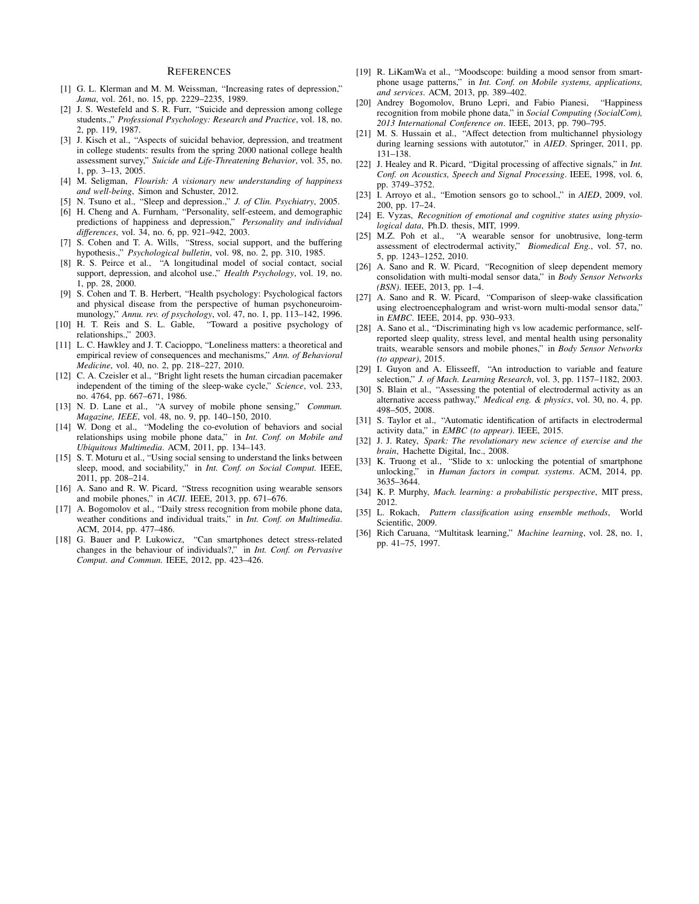# References

[1] G. L. Klerman and M. M. Weissman, "Increasing rates of depression," *Jama*, vol. 261, no. 15, pp. 2229–2235, 1989.

[2] J. S. Westefeld and S. R. Furr, "Suicide and depression among college students.," *Professional Psychology: Research and Practice*, vol. 18, no. 2, pp. 119, 1987.

[3] J. Kisch et al., "Aspects of suicidal behavior, depression, and treatment in college students: results from the spring 2000 national college health assessment survey," *Suicide and Life-Threatening Behavior*, vol. 35, no. 1, pp. 3–13, 2005.

[4] M. Seligman, *Flourish: A visionary new understanding of happiness and well-being*, Simon and Schuster, 2012.

[5] N. Tsuno et al., "Sleep and depression.," *J. of Clin. Psychiatry*, 2005.

[6] H. Cheng and A. Furnham, "Personality, self-esteem, and demographic predictions of happiness and depression," *Personality and individual differences*, vol. 34, no. 6, pp. 921–942, 2003.

[7] S. Cohen and T. A. Wills, "Stress, social support, and the buffering hypothesis.," *Psychological bulletin*, vol. 98, no. 2, pp. 310, 1985.

[8] R. S. Peirce et al., "A longitudinal model of social contact, social support, depression, and alcohol use.," *Health Psychology*, vol. 19, no. 1, pp. 28, 2000.

[9] S. Cohen and T. B. Herbert, "Health psychology: Psychological factors and physical disease from the perspective of human psychoneuroimmunology," *Annu. rev. of psychology*, vol. 47, no. 1, pp. 113–142, 1996.

[10] H. T. Reis and S. L. Gable, "Toward a positive psychology of relationships.," 2003.

[11] L. C. Hawkley and J. T. Cacioppo, "Loneliness matters: a theoretical and empirical review of consequences and mechanisms," *Ann. of Behavioral Medicine*, vol. 40, no. 2, pp. 218–227, 2010.

[12] C. A. Czeisler et al., "Bright light resets the human circadian pacemaker independent of the timing of the sleep-wake cycle," *Science*, vol. 233, no. 4764, pp. 667–671, 1986.

[13] N. D. Lane et al., "A survey of mobile phone sensing," *Commun. Magazine, IEEE*, vol. 48, no. 9, pp. 140–150, 2010.

[14] W. Dong et al., "Modeling the co-evolution of behaviors and social relationships using mobile phone data," in *Int. Conf. on Mobile and Ubiquitous Multimedia*. ACM, 2011, pp. 134–143.

[15] S. T. Moturu et al., "Using social sensing to understand the links between sleep, mood, and sociability," in *Int. Conf. on Social Comput.* IEEE, 2011, pp. 208–214.

[16] A. Sano and R. W. Picard, "Stress recognition using wearable sensors and mobile phones," in *ACII*. IEEE, 2013, pp. 671–676.

[17] A. Bogomolov et al., "Daily stress recognition from mobile phone data, weather conditions and individual traits," in *Int. Conf. on Multimedia*. ACM, 2014, pp. 477–486.

[18] G. Bauer and P. Lukowicz, "Can smartphones detect stress-related changes in the behaviour of individuals?," in *Int. Conf. on Pervasive Comput. and Commun.* IEEE, 2012, pp. 423–426.

[19] R. LiKamWa et al., "Moodscope: building a mood sensor from smartphone usage patterns," in *Int. Conf. on Mobile systems, applications, and services*. ACM, 2013, pp. 389–402.

[20] Andrey Bogomolov, Bruno Lepri, and Fabio Pianesi, "Happiness recognition from mobile phone data," in *Social Computing (SocialCom), 2013 International Conference on*. IEEE, 2013, pp. 790–795.

[21] M. S. Hussain et al., "Affect detection from multichannel physiology during learning sessions with autotutor," in *AIED*. Springer, 2011, pp. 131–138.

[22] J. Healey and R. Picard, "Digital processing of affective signals," in *Int. Conf. on Acoustics, Speech and Signal Processing*. IEEE, 1998, vol. 6, pp. 3749–3752.

[23] I. Arroyo et al., "Emotion sensors go to school.," in *AIED*, 2009, vol. 200, pp. 17–24.

[24] E. Vyzas, *Recognition of emotional and cognitive states using physiological data*, Ph.D. thesis, MIT, 1999.

[25] M.Z. Poh et al., "A wearable sensor for unobtrusive, long-term assessment of electrodermal activity," *Biomedical Eng.*, vol. 57, no. 5, pp. 1243–1252, 2010.

[26] A. Sano and R. W. Picard, "Recognition of sleep dependent memory consolidation with multi-modal sensor data," in *Body Sensor Networks (BSN)*. IEEE, 2013, pp. 1–4.

[27] A. Sano and R. W. Picard, "Comparison of sleep-wake classification using electroencephalogram and wrist-worn multi-modal sensor data," in *EMBC*. IEEE, 2014, pp. 930–933.

[28] A. Sano et al., "Discriminating high vs low academic performance, self-reported sleep quality, stress level, and mental health using personality traits, wearable sensors and mobile phones," in *Body Sensor Networks (to appear)*, 2015.

[29] I. Guyon and A. Elisseeff, "An introduction to variable and feature selection," *J. of Mach. Learning Research*, vol. 3, pp. 1157–1182, 2003.

[30] S. Blain et al., "Assessing the potential of electrodermal activity as an alternative access pathway," *Medical eng. & physics*, vol. 30, no. 4, pp. 498–505, 2008.

[31] S. Taylor et al., "Automatic identification of artifacts in electrodermal activity data," in *EMBC (to appear)*. IEEE, 2015.

[32] J. J. Ratey, *Spark: The revolutionary new science of exercise and the brain*, Hachette Digital, Inc., 2008.

[33] K. Truong et al., "Slide to x: unlocking the potential of smartphone unlocking," in *Human factors in comput. systems*. ACM, 2014, pp. 3635–3644.

[34] K. P. Murphy, *Mach. learning: a probabilistic perspective*, MIT press, 2012.

[35] L. Rokach, *Pattern classification using ensemble methods*, World Scientific, 2009.

[36] Rich Caruana, "Multitask learning," *Machine learning*, vol. 28, no. 1, pp. 41–75, 1997.